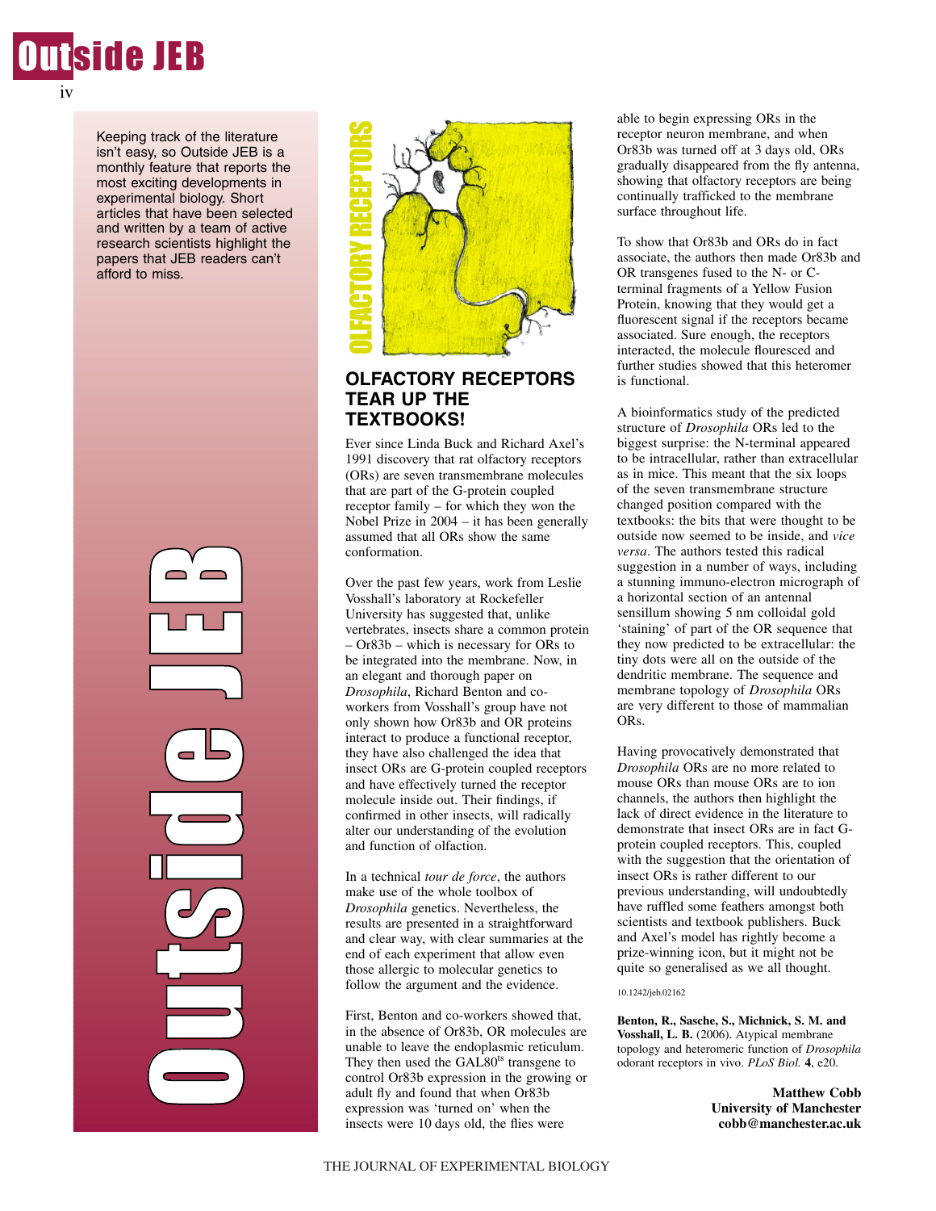Keeping track of the literature isn't easy, so Outside JEB is a monthly feature that reports the most exciting developments in experimental biology. Short articles that have been selected and written by a team of active research scientists highlight the papers that JEB readers can't afford to miss.

## OLFACTORY RECEPTORS TEAR UP THE TEXTBOOKS!

Ever since Linda Buck and Richard Axel's 1991 discovery that rat olfactory receptors (ORs) are seven transmembrane molecules that are part of the G-protein coupled receptor family – for which they won the Nobel Prize in 2004 – it has been generally assumed that all ORs show the same conformation.

Over the past few years, work from Leslie Vosshall's laboratory at Rockefeller University has suggested that, unlike vertebrates, insects share a common protein – Or83b – which is necessary for ORs to be integrated into the membrane. Now, in an elegant and thorough paper on *Drosophila*, Richard Benton and co-workers from Vosshall's group have not only shown how Or83b and OR proteins interact to produce a functional receptor, they have also challenged the idea that insect ORs are G-protein coupled receptors and have effectively turned the receptor molecule inside out. Their findings, if confirmed in other insects, will radically alter our understanding of the evolution and function of olfaction.

In a technical *tour de force*, the authors make use of the whole toolbox of *Drosophila* genetics. Nevertheless, the results are presented in a straightforward and clear way, with clear summaries at the end of each experiment that allow even those allergic to molecular genetics to follow the argument and the evidence.

First, Benton and co-workers showed that, in the absence of Or83b, OR molecules are unable to leave the endoplasmic reticulum. They then used the GAL80$^{ts}$ transgene to control Or83b expression in the growing or adult fly and found that when Or83b expression was 'turned on' when the insects were 10 days old, the flies were able to begin expressing ORs in the receptor neuron membrane, and when Or83b was turned off at 3 days old, ORs gradually disappeared from the fly antenna, showing that olfactory receptors are being continually trafficked to the membrane surface throughout life.

To show that Or83b and ORs do in fact associate, the authors then made Or83b and OR transgenes fused to the N- or C-terminal fragments of a Yellow Fusion Protein, knowing that they would get a fluorescent signal if the receptors became associated. Sure enough, the receptors interacted, the molecule fluoresced and further studies showed that this heteromer is functional.

A bioinformatics study of the predicted structure of *Drosophila* ORs led to the biggest surprise: the N-terminal appeared to be intracellular, rather than extracellular as in mice. This meant that the six loops of the seven transmembrane structure changed position compared with the textbooks: the bits that were thought to be outside now seemed to be inside, and *vice versa*. The authors tested this radical suggestion in a number of ways, including a stunning immuno-electron micrograph of a horizontal section of an antennal sensillum showing 5 nm colloidal gold 'staining' of part of the OR sequence that they now predicted to be extracellular: the tiny dots were all on the outside of the dendritic membrane. The sequence and membrane topology of *Drosophila* ORs are very different to those of mammalian ORs.

Having provocatively demonstrated that *Drosophila* ORs are no more related to mouse ORs than mouse ORs are to ion channels, the authors then highlight the lack of direct evidence in the literature to demonstrate that insect ORs are in fact G-protein coupled receptors. This, coupled with the suggestion that the orientation of insect ORs is rather different to our previous understanding, will undoubtedly have ruffled some feathers amongst both scientists and textbook publishers. Buck and Axel's model has rightly become a prize-winning icon, but it might not be quite so generalised as we all thought.

10.1242/jeb.02162

**Benton, R., Sasche, S., Michnick, S. M. and Vosshall, L. B.** (2006). Atypical membrane topology and heteromeric function of *Drosophila* odorant receptors in vivo. *PLoS Biol.* **4**, e20.

**Matthew Cobb**
**University of Manchester**
**cobb@manchester.ac.uk**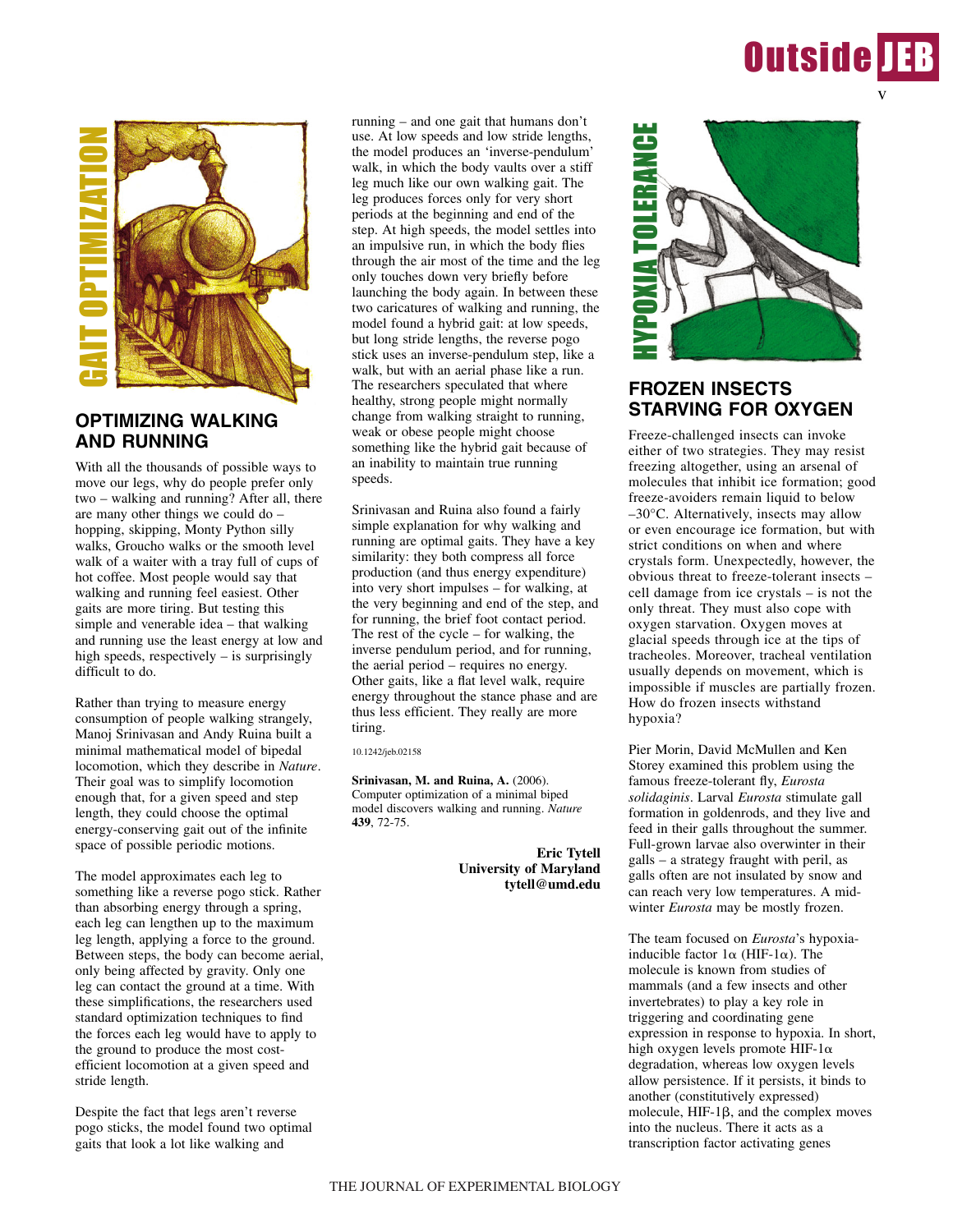GAIT OPTIMIZATION

## OPTIMIZING WALKING AND RUNNING

With all the thousands of possible ways to move our legs, why do people prefer only two – walking and running? After all, there are many other things we could do – hopping, skipping, Monty Python silly walks, Groucho walks or the smooth level walk of a waiter with a tray full of cups of hot coffee. Most people would say that walking and running feel easiest. Other gaits are more tiring. But testing this simple and venerable idea – that walking and running use the least energy at low and high speeds, respectively – is surprisingly difficult to do.

Rather than trying to measure energy consumption of people walking strangely, Manoj Srinivasan and Andy Ruina built a minimal mathematical model of bipedal locomotion, which they describe in *Nature*. Their goal was to simplify locomotion enough that, for a given speed and step length, they could choose the optimal energy-conserving gait out of the infinite space of possible periodic motions.

The model approximates each leg to something like a reverse pogo stick. Rather than absorbing energy through a spring, each leg can lengthen up to the maximum leg length, applying a force to the ground. Between steps, the body can become aerial, only being affected by gravity. Only one leg can contact the ground at a time. With these simplifications, the researchers used standard optimization techniques to find the forces each leg would have to apply to the ground to produce the most cost-efficient locomotion at a given speed and stride length.

Despite the fact that legs aren't reverse pogo sticks, the model found two optimal gaits that look a lot like walking and running – and one gait that humans don't use. At low speeds and low stride lengths, the model produces an 'inverse-pendulum' walk, in which the body vaults over a stiff leg much like our own walking gait. The leg produces forces only for very short periods at the beginning and end of the step. At high speeds, the model settles into an impulsive run, in which the body flies through the air most of the time and the leg only touches down very briefly before launching the body again. In between these two caricatures of walking and running, the model found a hybrid gait: at low speeds, but long stride lengths, the reverse pogo stick uses an inverse-pendulum step, like a walk, but with an aerial phase like a run. The researchers speculated that where healthy, strong people might normally change from walking straight to running, weak or obese people might choose something like the hybrid gait because of an inability to maintain true running speeds.

Srinivasan and Ruina also found a fairly simple explanation for why walking and running are optimal gaits. They have a key similarity: they both compress all force production (and thus energy expenditure) into very short impulses – for walking, at the very beginning and end of the step, and for running, the brief foot contact period. The rest of the cycle – for walking, the inverse pendulum period, and for running, the aerial period – requires no energy. Other gaits, like a flat level walk, require energy throughout the stance phase and are thus less efficient. They really are more tiring.

10.1242/jeb.02158

**Srinivasan, M. and Ruina, A.** (2006). Computer optimization of a minimal biped model discovers walking and running. *Nature* **439**, 72-75.

**Eric Tytell**
**University of Maryland**
**tytell@umd.edu**

HYPOXIA TOLERANCE

## FROZEN INSECTS STARVING FOR OXYGEN

Freeze-challenged insects can invoke either of two strategies. They may resist freezing altogether, using an arsenal of molecules that inhibit ice formation; good freeze-avoiders remain liquid to below –30°C. Alternatively, insects may allow or even encourage ice formation, but with strict conditions on when and where crystals form. Unexpectedly, however, the obvious threat to freeze-tolerant insects – cell damage from ice crystals – is not the only threat. They must also cope with oxygen starvation. Oxygen moves at glacial speeds through ice at the tips of tracheoles. Moreover, tracheal ventilation usually depends on movement, which is impossible if muscles are partially frozen. How do frozen insects withstand hypoxia?

Pier Morin, David McMullen and Ken Storey examined this problem using the famous freeze-tolerant fly, *Eurosta solidaginis*. Larval *Eurosta* stimulate gall formation in goldenrods, and they live and feed in their galls throughout the summer. Full-grown larvae also overwinter in their galls – a strategy fraught with peril, as galls often are not insulated by snow and can reach very low temperatures. A mid-winter *Eurosta* may be mostly frozen.

The team focused on *Eurosta*'s hypoxia-inducible factor 1α (HIF-1α). The molecule is known from studies of mammals (and a few insects and other invertebrates) to play a key role in triggering and coordinating gene expression in response to hypoxia. In short, high oxygen levels promote HIF-1α degradation, whereas low oxygen levels allow persistence. If it persists, it binds to another (constitutively expressed) molecule, HIF-1β, and the complex moves into the nucleus. There it acts as a transcription factor activating genes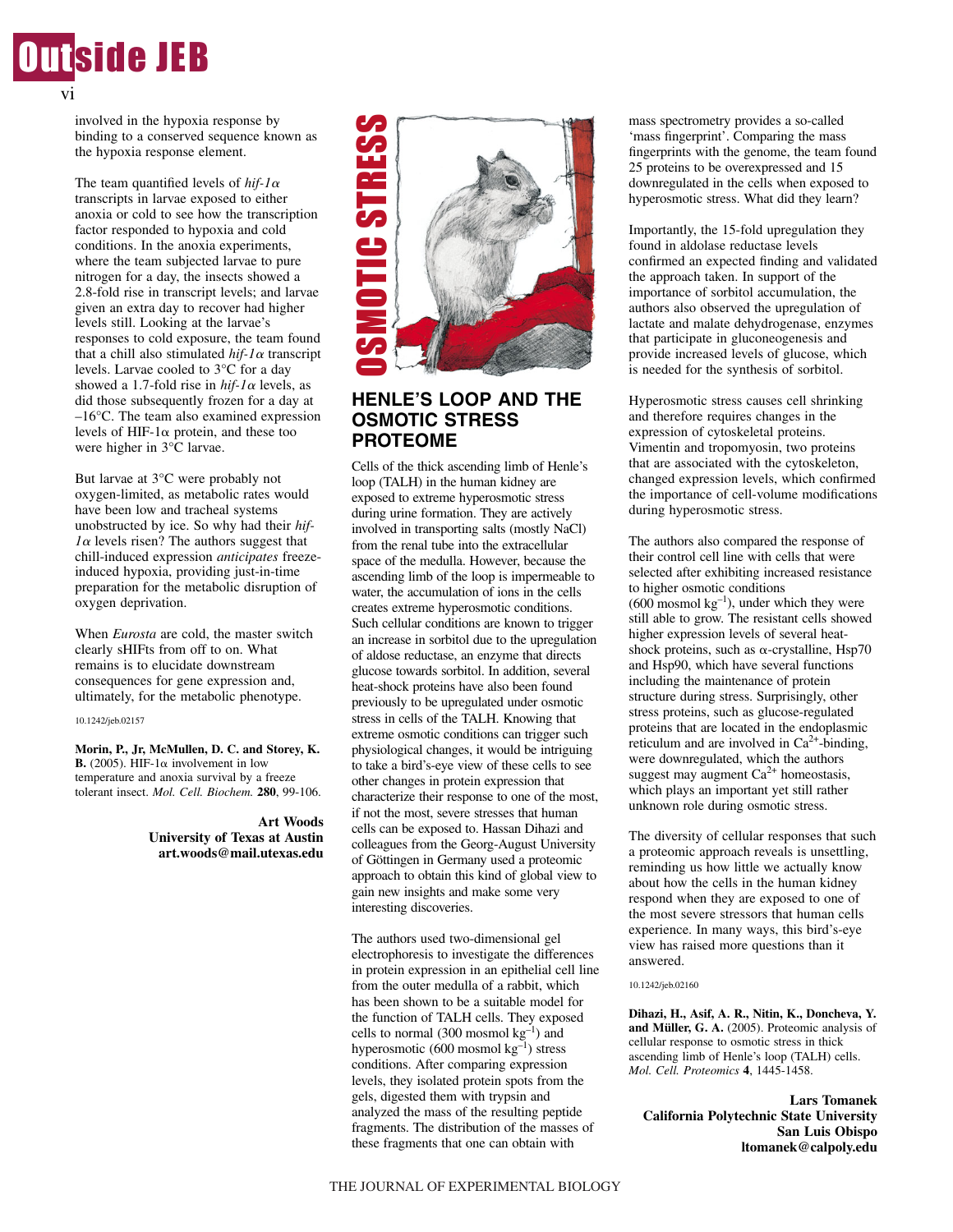involved in the hypoxia response by binding to a conserved sequence known as the hypoxia response element.

The team quantified levels of *hif-1α* transcripts in larvae exposed to either anoxia or cold to see how the transcription factor responded to hypoxia and cold conditions. In the anoxia experiments, where the team subjected larvae to pure nitrogen for a day, the insects showed a 2.8-fold rise in transcript levels; and larvae given an extra day to recover had higher levels still. Looking at the larvae's responses to cold exposure, the team found that a chill also stimulated *hif-1α* transcript levels. Larvae cooled to 3°C for a day showed a 1.7-fold rise in *hif-1α* levels, as did those subsequently frozen for a day at –16°C. The team also examined expression levels of HIF-1α protein, and these too were higher in 3°C larvae.

But larvae at 3°C were probably not oxygen-limited, as metabolic rates would have been low and tracheal systems unobstructed by ice. So why had their *hif-1α* levels risen? The authors suggest that chill-induced expression *anticipates* freeze-induced hypoxia, providing just-in-time preparation for the metabolic disruption of oxygen deprivation.

When *Eurosta* are cold, the master switch clearly sHIFts from off to on. What remains is to elucidate downstream consequences for gene expression and, ultimately, for the metabolic phenotype.

10.1242/jeb.02157

**Morin, P., Jr, McMullen, D. C. and Storey, K. B.** (2005). HIF-1α involvement in low temperature and anoxia survival by a freeze tolerant insect. *Mol. Cell. Biochem.* **280**, 99-106.

**Art Woods**
**University of Texas at Austin**
**art.woods@mail.utexas.edu**

OSMOTIC STRESS

## HENLE'S LOOP AND THE OSMOTIC STRESS PROTEOME

Cells of the thick ascending limb of Henle's loop (TALH) in the human kidney are exposed to extreme hyperosmotic stress during urine formation. They are actively involved in transporting salts (mostly NaCl) from the renal tube into the extracellular space of the medulla. However, because the ascending limb of the loop is impermeable to water, the accumulation of ions in the cells creates extreme hyperosmotic conditions. Such cellular conditions are known to trigger an increase in sorbitol due to the upregulation of aldose reductase, an enzyme that directs glucose towards sorbitol. In addition, several heat-shock proteins have also been found previously to be upregulated under osmotic stress in cells of the TALH. Knowing that extreme osmotic conditions can trigger such physiological changes, it would be intriguing to take a bird's-eye view of these cells to see other changes in protein expression that characterize their response to one of the most, if not the most, severe stresses that human cells can be exposed to. Hassan Dihazi and colleagues from the Georg-August University of Göttingen in Germany used a proteomic approach to obtain this kind of global view to gain new insights and make some very interesting discoveries.

The authors used two-dimensional gel electrophoresis to investigate the differences in protein expression in an epithelial cell line from the outer medulla of a rabbit, which has been shown to be a suitable model for the function of TALH cells. They exposed cells to normal (300 mosmol $kg^{-1}$) and hyperosmotic (600 mosmol $kg^{-1}$) stress conditions. After comparing expression levels, they isolated protein spots from the gels, digested them with trypsin and analyzed the mass of the resulting peptide fragments. The distribution of the masses of these fragments that one can obtain with mass spectrometry provides a so-called 'mass fingerprint'. Comparing the mass fingerprints with the genome, the team found 25 proteins to be overexpressed and 15 downregulated in the cells when exposed to hyperosmotic stress. What did they learn?

Importantly, the 15-fold upregulation they found in aldolase reductase levels confirmed an expected finding and validated the approach taken. In support of the importance of sorbitol accumulation, the authors also observed the upregulation of lactate and malate dehydrogenase, enzymes that participate in gluconeogenesis and provide increased levels of glucose, which is needed for the synthesis of sorbitol.

Hyperosmotic stress causes cell shrinking and therefore requires changes in the expression of cytoskeletal proteins. Vimentin and tropomyosin, two proteins that are associated with the cytoskeleton, changed expression levels, which confirmed the importance of cell-volume modifications during hyperosmotic stress.

The authors also compared the response of their control cell line with cells that were selected after exhibiting increased resistance to higher osmotic conditions (600 mosmol $kg^{-1}$), under which they were still able to grow. The resistant cells showed higher expression levels of several heat-shock proteins, such as α-crystalline, Hsp70 and Hsp90, which have several functions including the maintenance of protein structure during stress. Surprisingly, other stress proteins, such as glucose-regulated proteins that are located in the endoplasmic reticulum and are involved in $Ca^{2+}$-binding, were downregulated, which the authors suggest may augment $Ca^{2+}$ homeostasis, which plays an important yet still rather unknown role during osmotic stress.

The diversity of cellular responses that such a proteomic approach reveals is unsettling, reminding us how little we actually know about how the cells in the human kidney respond when they are exposed to one of the most severe stressors that human cells experience. In many ways, this bird's-eye view has raised more questions than it answered.

10.1242/jeb.02160

**Dihazi, H., Asif, A. R., Nitin, K., Doncheva, Y. and Müller, G. A.** (2005). Proteomic analysis of cellular response to osmotic stress in thick ascending limb of Henle's loop (TALH) cells. *Mol. Cell. Proteomics* **4**, 1445-1458.

**Lars Tomanek**
**California Polytechnic State University**
**San Luis Obispo**
**ltomanek@calpoly.edu**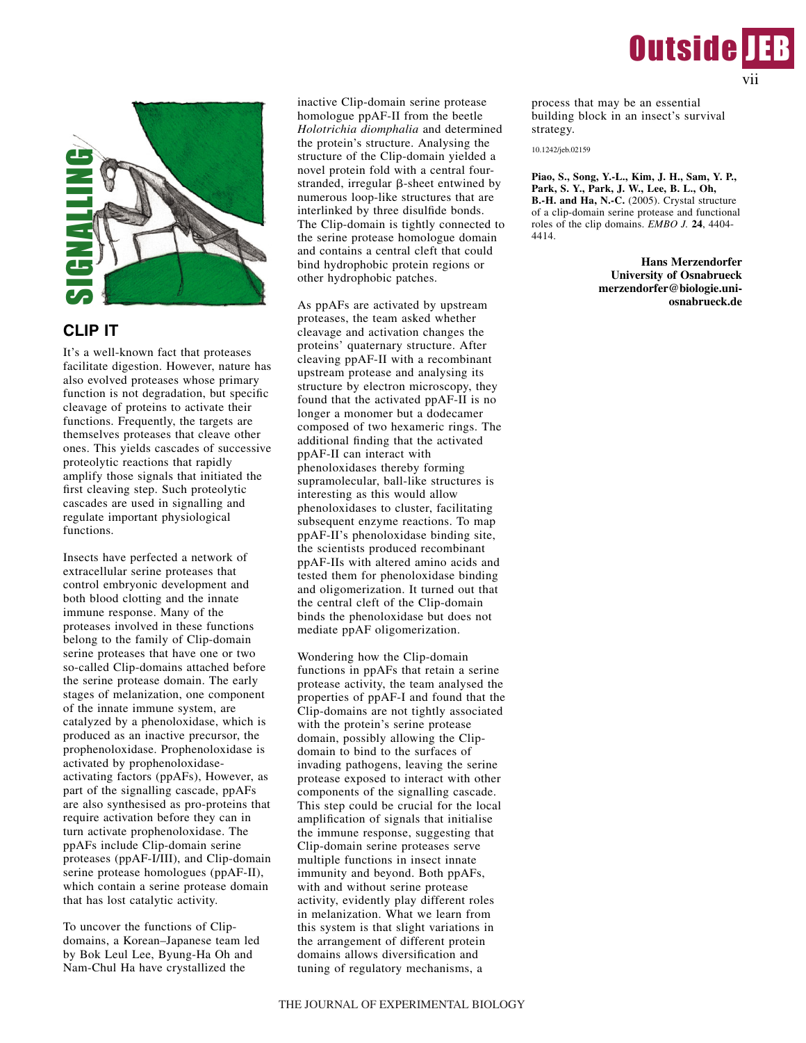SIGNALLING

## CLIP IT

It's a well-known fact that proteases facilitate digestion. However, nature has also evolved proteases whose primary function is not degradation, but specific cleavage of proteins to activate their functions. Frequently, the targets are themselves proteases that cleave other ones. This yields cascades of successive proteolytic reactions that rapidly amplify those signals that initiated the first cleaving step. Such proteolytic cascades are used in signalling and regulate important physiological functions.

Insects have perfected a network of extracellular serine proteases that control embryonic development and both blood clotting and the innate immune response. Many of the proteases involved in these functions belong to the family of Clip-domain serine proteases that have one or two so-called Clip-domains attached before the serine protease domain. The early stages of melanization, one component of the innate immune system, are catalyzed by a phenoloxidase, which is produced as an inactive precursor, the prophenoloxidase. Prophenoloxidase is activated by prophenoloxidase-activating factors (ppAFs), However, as part of the signalling cascade, ppAFs are also synthesised as pro-proteins that require activation before they can in turn activate prophenoloxidase. The ppAFs include Clip-domain serine proteases (ppAF-I/III), and Clip-domain serine protease homologues (ppAF-II), which contain a serine protease domain that has lost catalytic activity.

To uncover the functions of Clip-domains, a Korean–Japanese team led by Bok Leul Lee, Byung-Ha Oh and Nam-Chul Ha have crystallized the inactive Clip-domain serine protease homologue ppAF-II from the beetle *Holotrichia diomphalia* and determined the protein's structure. Analysing the structure of the Clip-domain yielded a novel protein fold with a central four-stranded, irregular β-sheet entwined by numerous loop-like structures that are interlinked by three disulfide bonds. The Clip-domain is tightly connected to the serine protease homologue domain and contains a central cleft that could bind hydrophobic protein regions or other hydrophobic patches.

As ppAFs are activated by upstream proteases, the team asked whether cleavage and activation changes the proteins' quaternary structure. After cleaving ppAF-II with a recombinant upstream protease and analysing its structure by electron microscopy, they found that the activated ppAF-II is no longer a monomer but a dodecamer composed of two hexameric rings. The additional finding that the activated ppAF-II can interact with phenoloxidases thereby forming supramolecular, ball-like structures is interesting as this would allow phenoloxidases to cluster, facilitating subsequent enzyme reactions. To map ppAF-II's phenoloxidase binding site, the scientists produced recombinant ppAF-IIs with altered amino acids and tested them for phenoloxidase binding and oligomerization. It turned out that the central cleft of the Clip-domain binds the phenoloxidase but does not mediate ppAF oligomerization.

Wondering how the Clip-domain functions in ppAFs that retain a serine protease activity, the team analysed the properties of ppAF-I and found that the Clip-domains are not tightly associated with the protein's serine protease domain, possibly allowing the Clip-domain to bind to the surfaces of invading pathogens, leaving the serine protease exposed to interact with other components of the signalling cascade. This step could be crucial for the local amplification of signals that initialise the immune response, suggesting that Clip-domain serine proteases serve multiple functions in insect innate immunity and beyond. Both ppAFs, with and without serine protease activity, evidently play different roles in melanization. What we learn from this system is that slight variations in the arrangement of different protein domains allows diversification and tuning of regulatory mechanisms, a process that may be an essential building block in an insect's survival strategy.

10.1242/jeb.02159

**Piao, S., Song, Y.-L., Kim, J. H., Sam, Y. P., Park, S. Y., Park, J. W., Lee, B. L., Oh, B.-H. and Ha, N.-C.** (2005). Crystal structure of a clip-domain serine protease and functional roles of the clip domains. *EMBO J.* **24**, 4404-4414.

**Hans Merzendorfer**
**University of Osnabrueck**
**merzendorfer@biologie.uni-osnabrueck.de**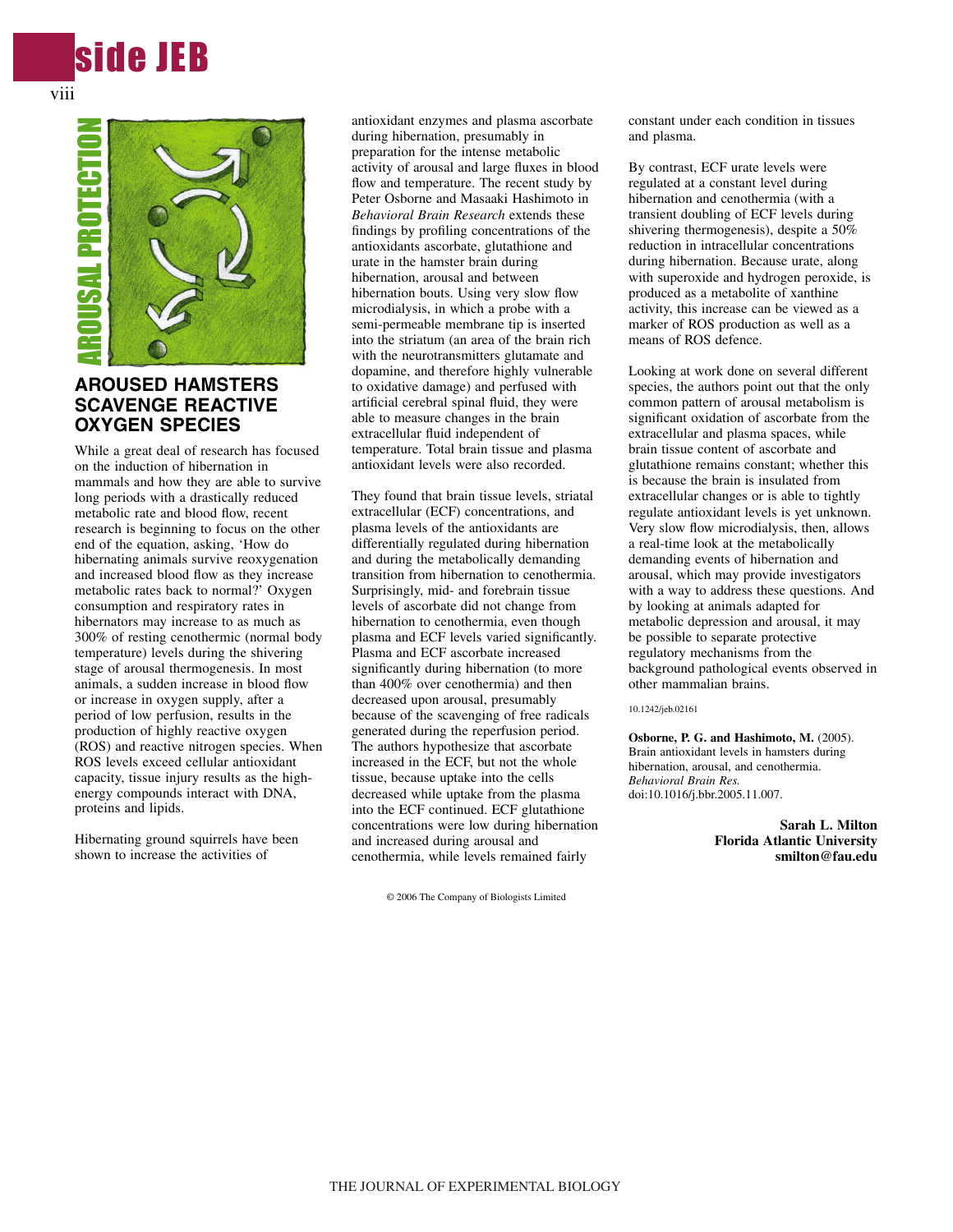AROUSAL PROTECTION

## AROUSED HAMSTERS SCAVENGE REACTIVE OXYGEN SPECIES

While a great deal of research has focused on the induction of hibernation in mammals and how they are able to survive long periods with a drastically reduced metabolic rate and blood flow, recent research is beginning to focus on the other end of the equation, asking, 'How do hibernating animals survive reoxygenation and increased blood flow as they increase metabolic rates back to normal?' Oxygen consumption and respiratory rates in hibernators may increase to as much as 300% of resting cenothermic (normal body temperature) levels during the shivering stage of arousal thermogenesis. In most animals, a sudden increase in blood flow or increase in oxygen supply, after a period of low perfusion, results in the production of highly reactive oxygen (ROS) and reactive nitrogen species. When ROS levels exceed cellular antioxidant capacity, tissue injury results as the high-energy compounds interact with DNA, proteins and lipids.

Hibernating ground squirrels have been shown to increase the activities of antioxidant enzymes and plasma ascorbate during hibernation, presumably in preparation for the intense metabolic activity of arousal and large fluxes in blood flow and temperature. The recent study by Peter Osborne and Masaaki Hashimoto in *Behavioral Brain Research* extends these findings by profiling concentrations of the antioxidants ascorbate, glutathione and urate in the hamster brain during hibernation, arousal and between hibernation bouts. Using very slow flow microdialysis, in which a probe with a semi-permeable membrane tip is inserted into the striatum (an area of the brain rich with the neurotransmitters glutamate and dopamine, and therefore highly vulnerable to oxidative damage) and perfused with artificial cerebral spinal fluid, they were able to measure changes in the brain extracellular fluid independent of temperature. Total brain tissue and plasma antioxidant levels were also recorded.

They found that brain tissue levels, striatal extracellular (ECF) concentrations, and plasma levels of the antioxidants are differentially regulated during hibernation and during the metabolically demanding transition from hibernation to cenothermia. Surprisingly, mid- and forebrain tissue levels of ascorbate did not change from hibernation to cenothermia, even though plasma and ECF levels varied significantly. Plasma and ECF ascorbate increased significantly during hibernation (to more than 400% over cenothermia) and then decreased upon arousal, presumably because of the scavenging of free radicals generated during the reperfusion period. The authors hypothesize that ascorbate increased in the ECF, but not the whole tissue, because uptake into the cells decreased while uptake from the plasma into the ECF continued. ECF glutathione concentrations were low during hibernation and increased during arousal and cenothermia, while levels remained fairly constant under each condition in tissues and plasma.

By contrast, ECF urate levels were regulated at a constant level during hibernation and cenothermia (with a transient doubling of ECF levels during shivering thermogenesis), despite a 50% reduction in intracellular concentrations during hibernation. Because urate, along with superoxide and hydrogen peroxide, is produced as a metabolite of xanthine activity, this increase can be viewed as a marker of ROS production as well as a means of ROS defence.

Looking at work done on several different species, the authors point out that the only common pattern of arousal metabolism is significant oxidation of ascorbate from the extracellular and plasma spaces, while brain tissue content of ascorbate and glutathione remains constant; whether this is because the brain is insulated from extracellular changes or is able to tightly regulate antioxidant levels is yet unknown. Very slow flow microdialysis, then, allows a real-time look at the metabolically demanding events of hibernation and arousal, which may provide investigators with a way to address these questions. And by looking at animals adapted for metabolic depression and arousal, it may be possible to separate protective regulatory mechanisms from the background pathological events observed in other mammalian brains.

10.1242/jeb.02161

**Osborne, P. G. and Hashimoto, M.** (2005). Brain antioxidant levels in hamsters during hibernation, arousal, and cenothermia. *Behavioral Brain Res.* doi:10.1016/j.bbr.2005.11.007.

**Sarah L. Milton**
**Florida Atlantic University**
**smilton@fau.edu**

© 2006 The Company of Biologists Limited